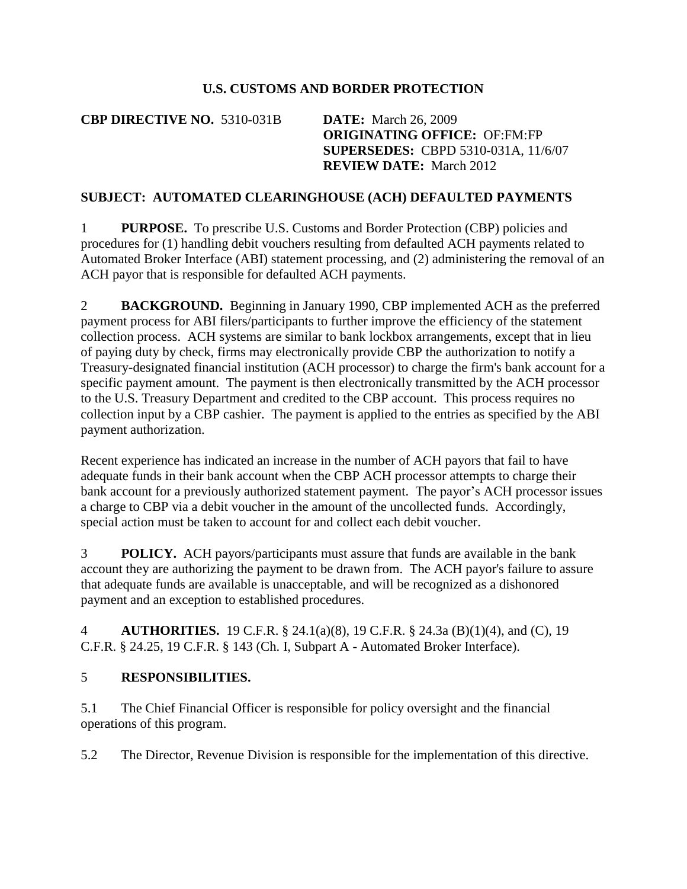# U.S. CUSTOMS AND BORDER PROTECTION

**CBP DIRECTIVE NO.** 5310-031B

**DATE:** March 26, 2009
**ORIGINATING OFFICE:** OF:FM:FP
**SUPERSEDES:** CBPD 5310-031A, 11/6/07
**REVIEW DATE:** March 2012

## SUBJECT: AUTOMATED CLEARINGHOUSE (ACH) DEFAULTED PAYMENTS

1 **PURPOSE.** To prescribe U.S. Customs and Border Protection (CBP) policies and procedures for (1) handling debit vouchers resulting from defaulted ACH payments related to Automated Broker Interface (ABI) statement processing, and (2) administering the removal of an ACH payor that is responsible for defaulted ACH payments.

2 **BACKGROUND.** Beginning in January 1990, CBP implemented ACH as the preferred payment process for ABI filers/participants to further improve the efficiency of the statement collection process. ACH systems are similar to bank lockbox arrangements, except that in lieu of paying duty by check, firms may electronically provide CBP the authorization to notify a Treasury-designated financial institution (ACH processor) to charge the firm's bank account for a specific payment amount. The payment is then electronically transmitted by the ACH processor to the U.S. Treasury Department and credited to the CBP account. This process requires no collection input by a CBP cashier. The payment is applied to the entries as specified by the ABI payment authorization.

Recent experience has indicated an increase in the number of ACH payors that fail to have adequate funds in their bank account when the CBP ACH processor attempts to charge their bank account for a previously authorized statement payment. The payor's ACH processor issues a charge to CBP via a debit voucher in the amount of the uncollected funds. Accordingly, special action must be taken to account for and collect each debit voucher.

3 **POLICY.** ACH payors/participants must assure that funds are available in the bank account they are authorizing the payment to be drawn from. The ACH payor's failure to assure that adequate funds are available is unacceptable, and will be recognized as a dishonored payment and an exception to established procedures.

4 **AUTHORITIES.** 19 C.F.R. § 24.1(a)(8), 19 C.F.R. § 24.3a (B)(1)(4), and (C), 19 C.F.R. § 24.25, 19 C.F.R. § 143 (Ch. I, Subpart A - Automated Broker Interface).

5 **RESPONSIBILITIES.**

5.1 The Chief Financial Officer is responsible for policy oversight and the financial operations of this program.

5.2 The Director, Revenue Division is responsible for the implementation of this directive.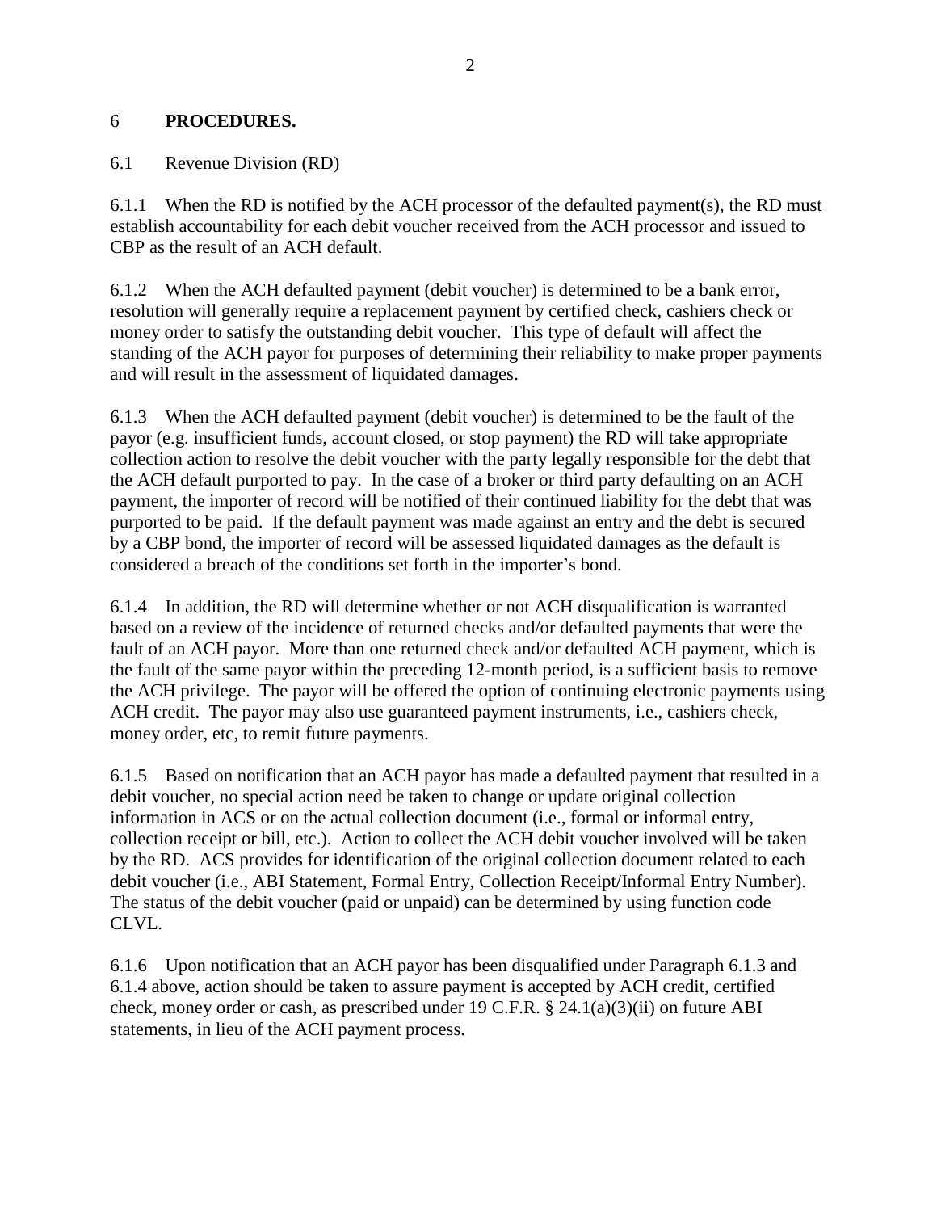## 6 **PROCEDURES.**

### 6.1 Revenue Division (RD)

6.1.1 When the RD is notified by the ACH processor of the defaulted payment(s), the RD must establish accountability for each debit voucher received from the ACH processor and issued to CBP as the result of an ACH default.

6.1.2 When the ACH defaulted payment (debit voucher) is determined to be a bank error, resolution will generally require a replacement payment by certified check, cashiers check or money order to satisfy the outstanding debit voucher. This type of default will affect the standing of the ACH payor for purposes of determining their reliability to make proper payments and will result in the assessment of liquidated damages.

6.1.3 When the ACH defaulted payment (debit voucher) is determined to be the fault of the payor (e.g. insufficient funds, account closed, or stop payment) the RD will take appropriate collection action to resolve the debit voucher with the party legally responsible for the debt that the ACH default purported to pay. In the case of a broker or third party defaulting on an ACH payment, the importer of record will be notified of their continued liability for the debt that was purported to be paid. If the default payment was made against an entry and the debt is secured by a CBP bond, the importer of record will be assessed liquidated damages as the default is considered a breach of the conditions set forth in the importer's bond.

6.1.4 In addition, the RD will determine whether or not ACH disqualification is warranted based on a review of the incidence of returned checks and/or defaulted payments that were the fault of an ACH payor. More than one returned check and/or defaulted ACH payment, which is the fault of the same payor within the preceding 12-month period, is a sufficient basis to remove the ACH privilege. The payor will be offered the option of continuing electronic payments using ACH credit. The payor may also use guaranteed payment instruments, i.e., cashiers check, money order, etc, to remit future payments.

6.1.5 Based on notification that an ACH payor has made a defaulted payment that resulted in a debit voucher, no special action need be taken to change or update original collection information in ACS or on the actual collection document (i.e., formal or informal entry, collection receipt or bill, etc.). Action to collect the ACH debit voucher involved will be taken by the RD. ACS provides for identification of the original collection document related to each debit voucher (i.e., ABI Statement, Formal Entry, Collection Receipt/Informal Entry Number). The status of the debit voucher (paid or unpaid) can be determined by using function code CLVL.

6.1.6 Upon notification that an ACH payor has been disqualified under Paragraph 6.1.3 and 6.1.4 above, action should be taken to assure payment is accepted by ACH credit, certified check, money order or cash, as prescribed under 19 C.F.R. § 24.1(a)(3)(ii) on future ABI statements, in lieu of the ACH payment process.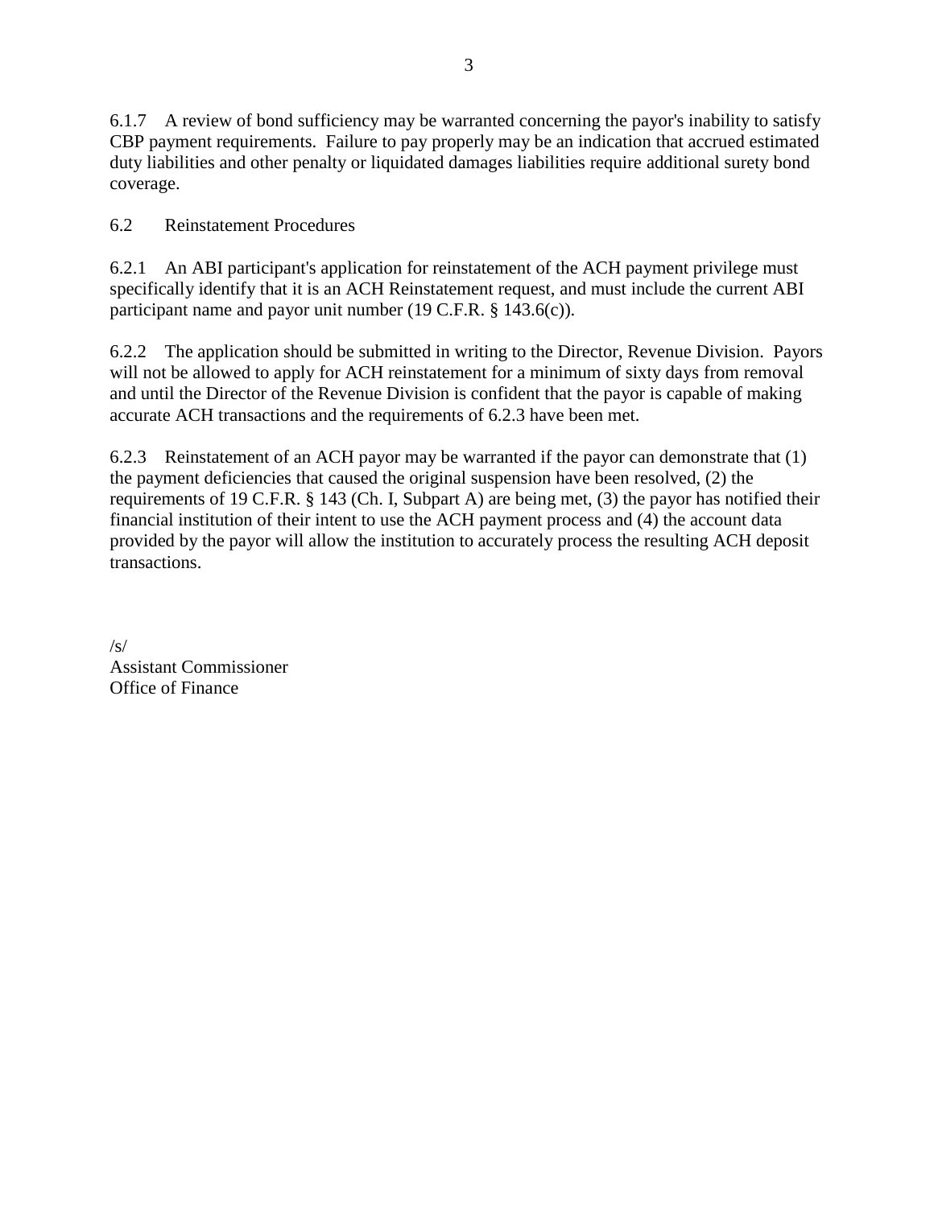6.1.7 A review of bond sufficiency may be warranted concerning the payor's inability to satisfy CBP payment requirements. Failure to pay properly may be an indication that accrued estimated duty liabilities and other penalty or liquidated damages liabilities require additional surety bond coverage.

6.2 Reinstatement Procedures

6.2.1 An ABI participant's application for reinstatement of the ACH payment privilege must specifically identify that it is an ACH Reinstatement request, and must include the current ABI participant name and payor unit number (19 C.F.R. § 143.6(c)).

6.2.2 The application should be submitted in writing to the Director, Revenue Division. Payors will not be allowed to apply for ACH reinstatement for a minimum of sixty days from removal and until the Director of the Revenue Division is confident that the payor is capable of making accurate ACH transactions and the requirements of 6.2.3 have been met.

6.2.3 Reinstatement of an ACH payor may be warranted if the payor can demonstrate that (1) the payment deficiencies that caused the original suspension have been resolved, (2) the requirements of 19 C.F.R. § 143 (Ch. I, Subpart A) are being met, (3) the payor has notified their financial institution of their intent to use the ACH payment process and (4) the account data provided by the payor will allow the institution to accurately process the resulting ACH deposit transactions.

/s/
Assistant Commissioner
Office of Finance